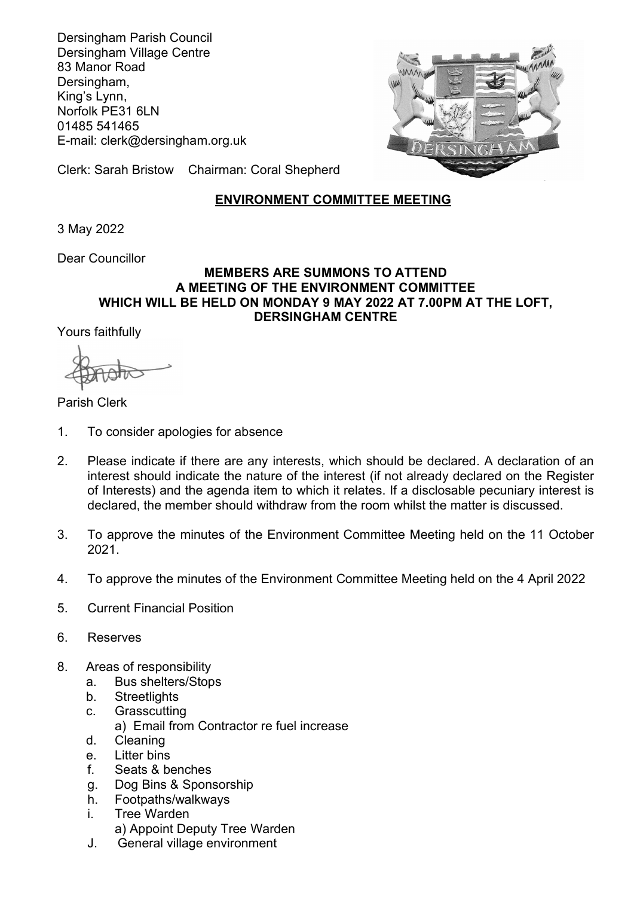Dersingham Parish Council
Dersingham Village Centre
83 Manor Road
Dersingham,
King's Lynn,
Norfolk PE31 6LN
01485 541465
E-mail: clerk@dersingham.org.uk

Clerk: Sarah Bristow    Chairman: Coral Shepherd

## ENVIRONMENT COMMITTEE MEETING

3 May 2022

Dear Councillor

**MEMBERS ARE SUMMONS TO ATTEND
A MEETING OF THE ENVIRONMENT COMMITTEE
WHICH WILL BE HELD ON MONDAY 9 MAY 2022 AT 7.00PM AT THE LOFT, DERSINGHAM CENTRE**

Yours faithfully

Parish Clerk

1. To consider apologies for absence

2. Please indicate if there are any interests, which should be declared. A declaration of an interest should indicate the nature of the interest (if not already declared on the Register of Interests) and the agenda item to which it relates. If a disclosable pecuniary interest is declared, the member should withdraw from the room whilst the matter is discussed.

3. To approve the minutes of the Environment Committee Meeting held on the 11 October 2021.

4. To approve the minutes of the Environment Committee Meeting held on the 4 April 2022

5. Current Financial Position

6. Reserves

8. Areas of responsibility
   a. Bus shelters/Stops
   b. Streetlights
   c. Grasscutting
      a) Email from Contractor re fuel increase
   d. Cleaning
   e. Litter bins
   f. Seats & benches
   g. Dog Bins & Sponsorship
   h. Footpaths/walkways
   i. Tree Warden
      a) Appoint Deputy Tree Warden
   J. General village environment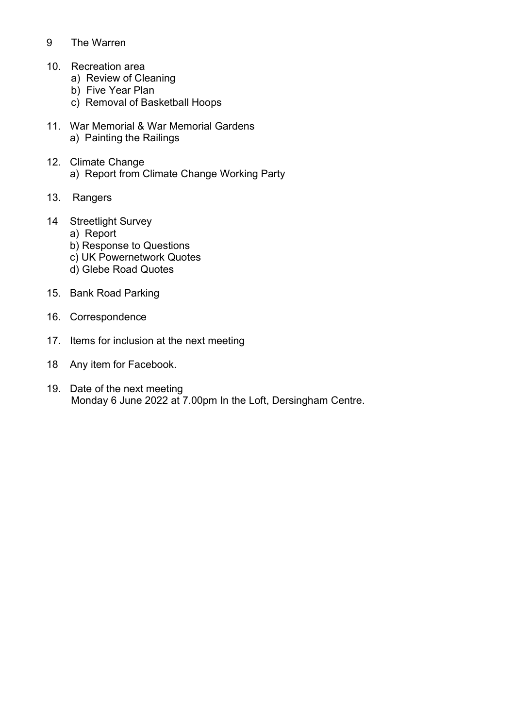9 The Warren

10. Recreation area
    a) Review of Cleaning
    b) Five Year Plan
    c) Removal of Basketball Hoops

11. War Memorial & War Memorial Gardens
    a) Painting the Railings

12. Climate Change
    a) Report from Climate Change Working Party

13. Rangers

14 Streetlight Survey
    a) Report
    b) Response to Questions
    c) UK Powernetwork Quotes
    d) Glebe Road Quotes

15. Bank Road Parking

16. Correspondence

17. Items for inclusion at the next meeting

18 Any item for Facebook.

19. Date of the next meeting
    Monday 6 June 2022 at 7.00pm In the Loft, Dersingham Centre.